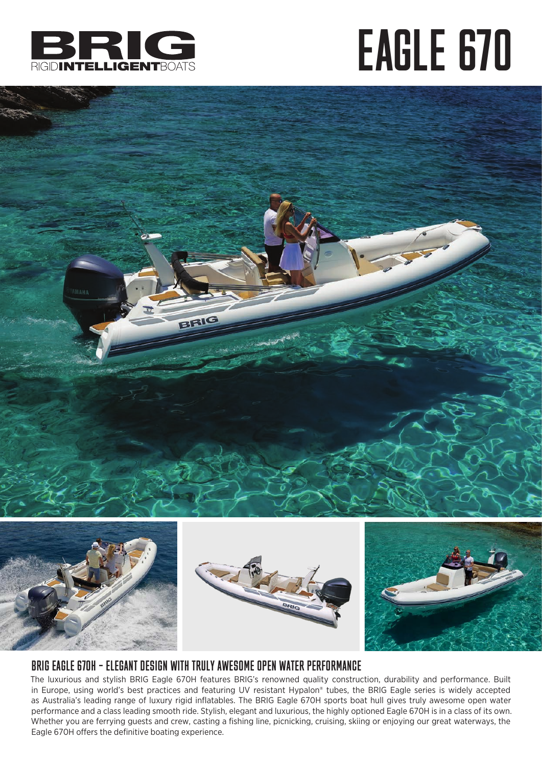BRIG

RIGIDINTELLIGENTBOATS

# EAGLE 670

## BRIG EAGLE 670H – ELEGANT DESIGN WITH TRULY AWESOME OPEN WATER PERFORMANCE

The luxurious and stylish BRIG Eagle 670H features BRIG's renowned quality construction, durability and performance. Built in Europe, using world's best practices and featuring UV resistant Hypalon® tubes, the BRIG Eagle series is widely accepted as Australia's leading range of luxury rigid inflatables. The BRIG Eagle 670H sports boat hull gives truly awesome open water performance and a class leading smooth ride. Stylish, elegant and luxurious, the highly optioned Eagle 670H is in a class of its own. Whether you are ferrying guests and crew, casting a fishing line, picnicking, cruising, skiing or enjoying our great waterways, the Eagle 670H offers the definitive boating experience.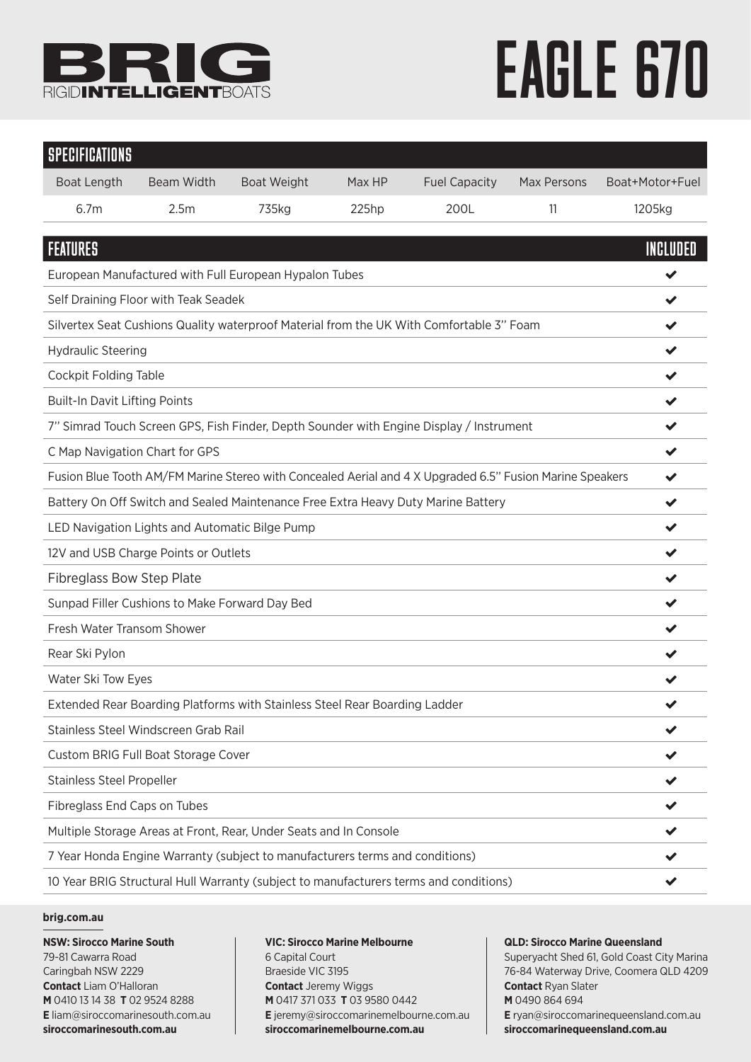# BRIG

RIGID**INTELLIGENT**BOATS

# EAGLE 670

## SPECIFICATIONS

| Boat Length | Beam Width | Boat Weight | Max HP | Fuel Capacity | Max Persons | Boat+Motor+Fuel |
|---|---|---|---|---|---|---|
| 6.7m | 2.5m | 735kg | 225hp | 200L | 11 | 1205kg |

## FEATURES

| FEATURES | INCLUDED |
|---|---|
| European Manufactured with Full European Hypalon Tubes | ✔ |
| Self Draining Floor with Teak Seadek | ✔ |
| Silvertex Seat Cushions Quality waterproof Material from the UK With Comfortable 3" Foam | ✔ |
| Hydraulic Steering | ✔ |
| Cockpit Folding Table | ✔ |
| Built-In Davit Lifting Points | ✔ |
| 7" Simrad Touch Screen GPS, Fish Finder, Depth Sounder with Engine Display / Instrument | ✔ |
| C Map Navigation Chart for GPS | ✔ |
| Fusion Blue Tooth AM/FM Marine Stereo with Concealed Aerial and 4 X Upgraded 6.5" Fusion Marine Speakers | ✔ |
| Battery On Off Switch and Sealed Maintenance Free Extra Heavy Duty Marine Battery | ✔ |
| LED Navigation Lights and Automatic Bilge Pump | ✔ |
| 12V and USB Charge Points or Outlets | ✔ |
| Fibreglass Bow Step Plate | ✔ |
| Sunpad Filler Cushions to Make Forward Day Bed | ✔ |
| Fresh Water Transom Shower | ✔ |
| Rear Ski Pylon | ✔ |
| Water Ski Tow Eyes | ✔ |
| Extended Rear Boarding Platforms with Stainless Steel Rear Boarding Ladder | ✔ |
| Stainless Steel Windscreen Grab Rail | ✔ |
| Custom BRIG Full Boat Storage Cover | ✔ |
| Stainless Steel Propeller | ✔ |
| Fibreglass End Caps on Tubes | ✔ |
| Multiple Storage Areas at Front, Rear, Under Seats and In Console | ✔ |
| 7 Year Honda Engine Warranty (subject to manufacturers terms and conditions) | ✔ |
| 10 Year BRIG Structural Hull Warranty (subject to manufacturers terms and conditions) | ✔ |

**brig.com.au**

**NSW: Sirocco Marine South**
79-81 Cawarra Road
Caringbah NSW 2229
**Contact** Liam O'Halloran
**M** 0410 13 14 38 **T** 02 9524 8288
**E** liam@siroccomarinesouth.com.au
**siroccomarinesouth.com.au**

**VIC: Sirocco Marine Melbourne**
6 Capital Court
Braeside VIC 3195
**Contact** Jeremy Wiggs
**M** 0417 371 033 **T** 03 9580 0442
**E** jeremy@siroccomarinemelbourne.com.au
**siroccomarinemelbourne.com.au**

**QLD: Sirocco Marine Queensland**
Superyacht Shed 61, Gold Coast City Marina
76-84 Waterway Drive, Coomera QLD 4209
**Contact** Ryan Slater
**M** 0490 864 694
**E** ryan@siroccomarinequeensland.com.au
**siroccomarinequeensland.com.au**